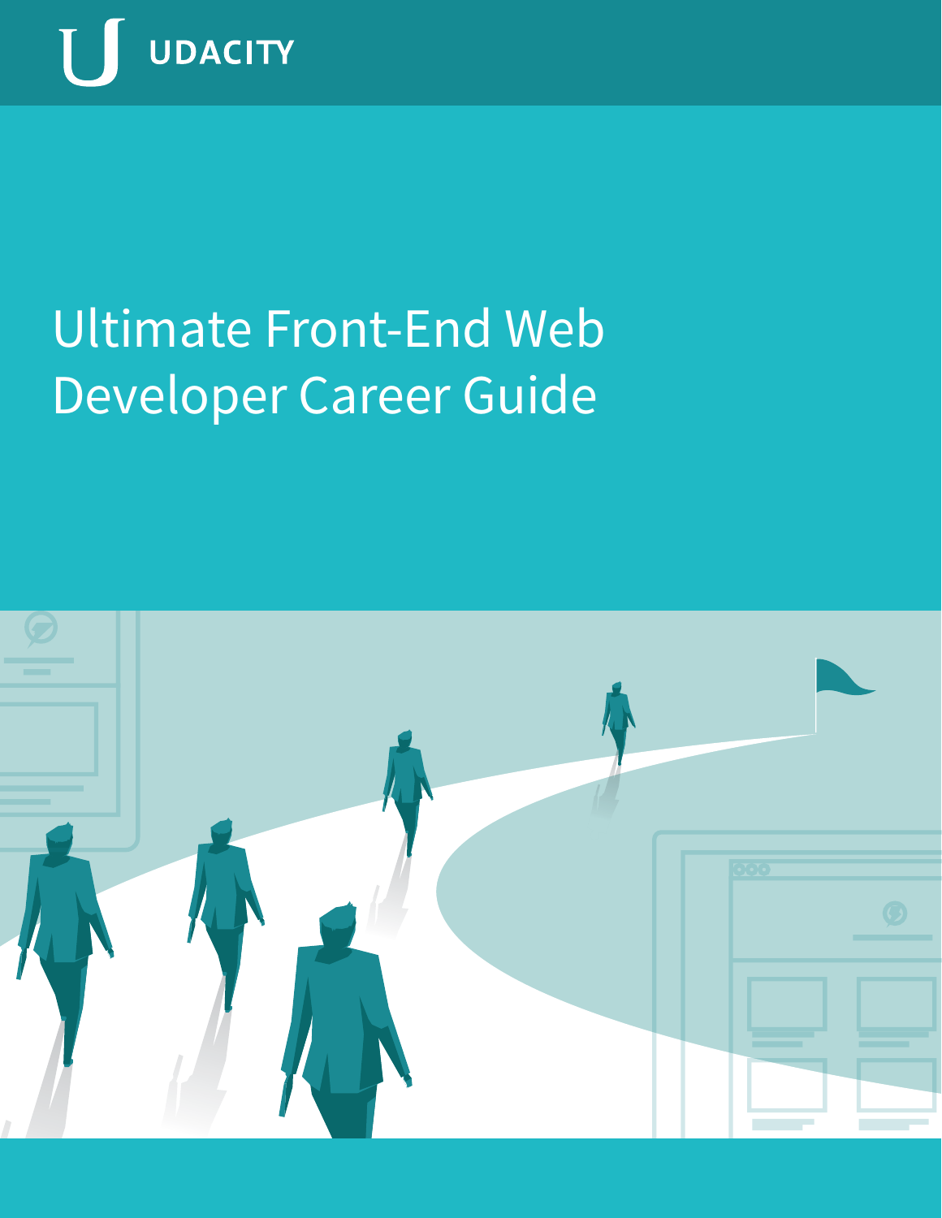UDACITY

# Ultimate Front-End Web Developer Career Guide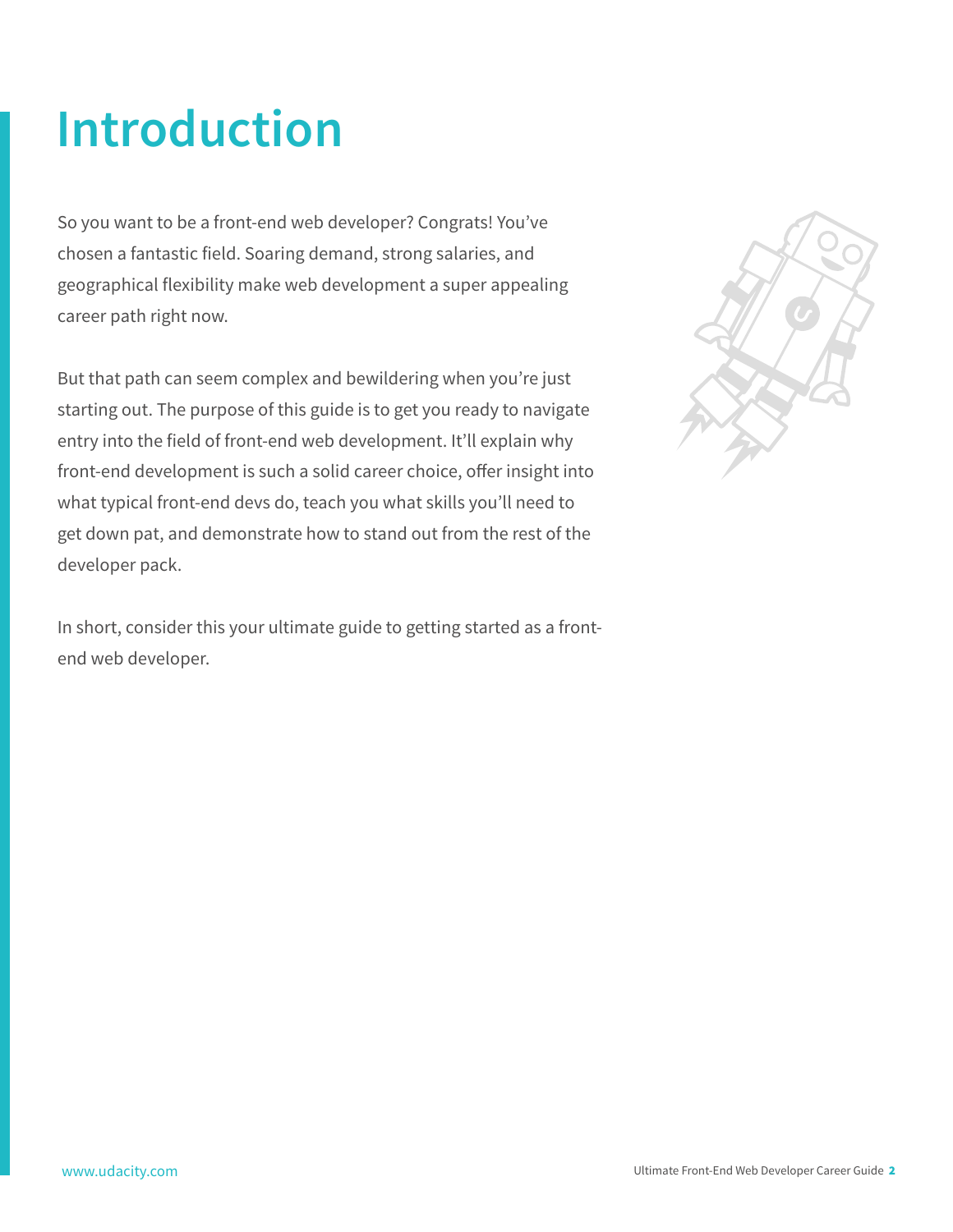# Introduction

So you want to be a front-end web developer? Congrats! You've chosen a fantastic field. Soaring demand, strong salaries, and geographical flexibility make web development a super appealing career path right now.

But that path can seem complex and bewildering when you're just starting out. The purpose of this guide is to get you ready to navigate entry into the field of front-end web development. It'll explain why front-end development is such a solid career choice, offer insight into what typical front-end devs do, teach you what skills you'll need to get down pat, and demonstrate how to stand out from the rest of the developer pack.

In short, consider this your ultimate guide to getting started as a front-end web developer.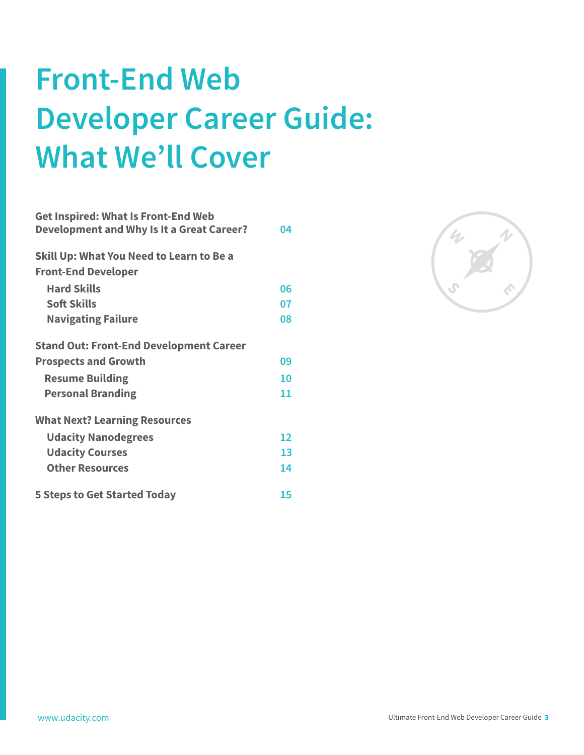# Front-End Web Developer Career Guide: What We'll Cover

| | |
|---|---|
| **Get Inspired: What Is Front-End Web Development and Why Is It a Great Career?** | 04 |
| **Skill Up: What You Need to Learn to Be a Front-End Developer** | |
| Hard Skills | 06 |
| Soft Skills | 07 |
| Navigating Failure | 08 |
| **Stand Out: Front-End Development Career Prospects and Growth** | 09 |
| Resume Building | 10 |
| Personal Branding | 11 |
| **What Next? Learning Resources** | |
| Udacity Nanodegrees | 12 |
| Udacity Courses | 13 |
| Other Resources | 14 |
| **5 Steps to Get Started Today** | 15 |

www.udacity.com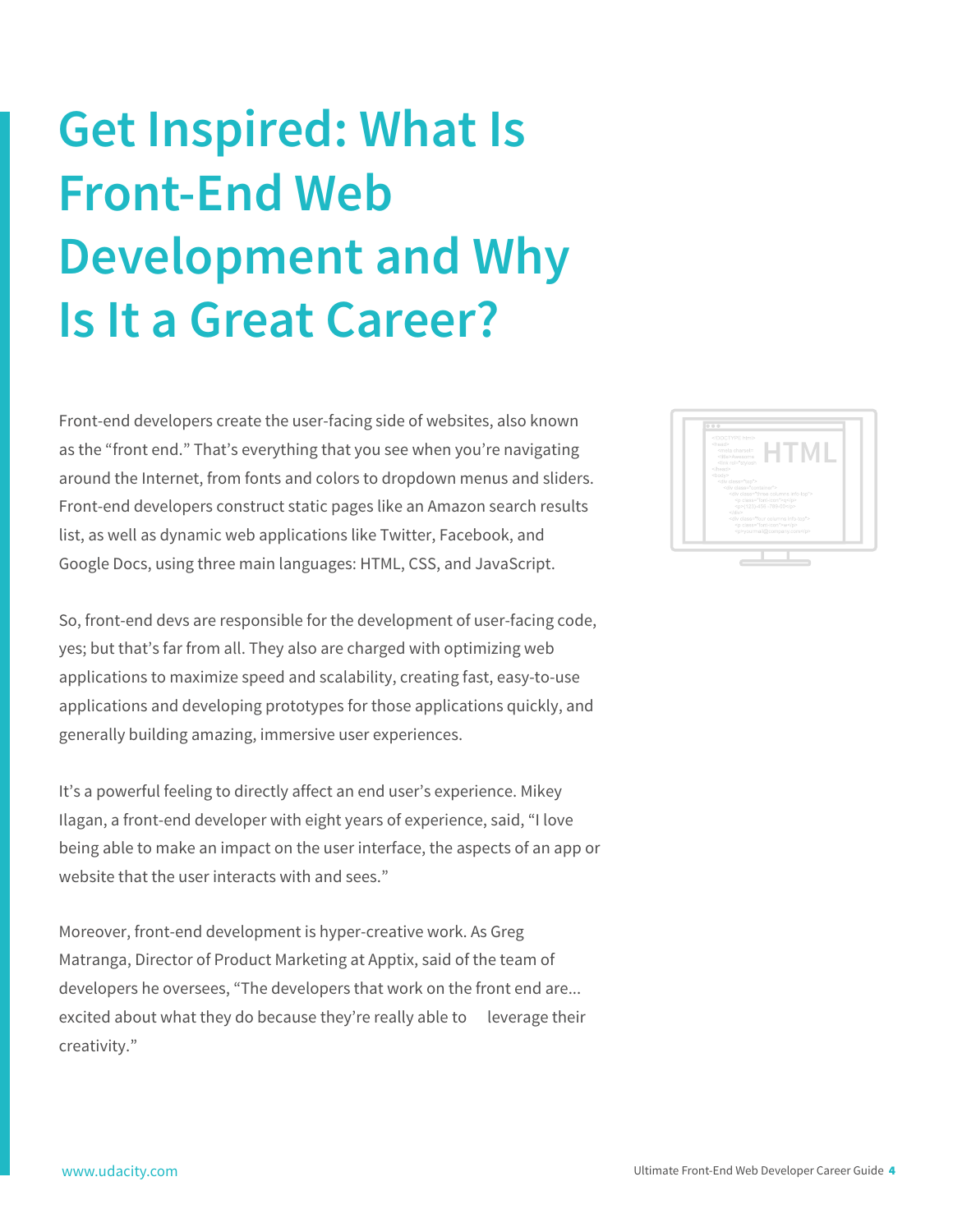# Get Inspired: What Is Front-End Web Development and Why Is It a Great Career?

Front-end developers create the user-facing side of websites, also known as the "front end." That's everything that you see when you're navigating around the Internet, from fonts and colors to dropdown menus and sliders. Front-end developers construct static pages like an Amazon search results list, as well as dynamic web applications like Twitter, Facebook, and Google Docs, using three main languages: HTML, CSS, and JavaScript.

So, front-end devs are responsible for the development of user-facing code, yes; but that's far from all. They also are charged with optimizing web applications to maximize speed and scalability, creating fast, easy-to-use applications and developing prototypes for those applications quickly, and generally building amazing, immersive user experiences.

It's a powerful feeling to directly affect an end user's experience. Mikey Ilagan, a front-end developer with eight years of experience, said, "I love being able to make an impact on the user interface, the aspects of an app or website that the user interacts with and sees."

Moreover, front-end development is hyper-creative work. As Greg Matranga, Director of Product Marketing at Apptix, said of the team of developers he oversees, "The developers that work on the front end are... excited about what they do because they're really able to leverage their creativity."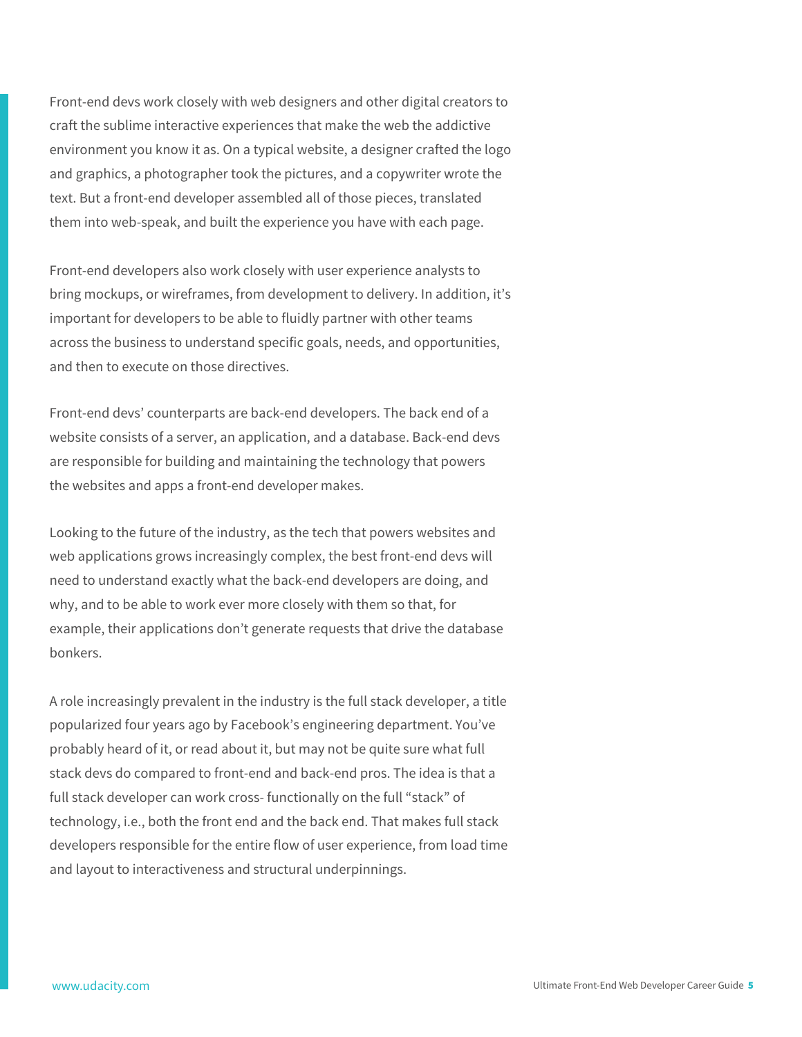Front-end devs work closely with web designers and other digital creators to craft the sublime interactive experiences that make the web the addictive environment you know it as. On a typical website, a designer crafted the logo and graphics, a photographer took the pictures, and a copywriter wrote the text. But a front-end developer assembled all of those pieces, translated them into web-speak, and built the experience you have with each page.

Front-end developers also work closely with user experience analysts to bring mockups, or wireframes, from development to delivery. In addition, it's important for developers to be able to fluidly partner with other teams across the business to understand specific goals, needs, and opportunities, and then to execute on those directives.

Front-end devs' counterparts are back-end developers. The back end of a website consists of a server, an application, and a database. Back-end devs are responsible for building and maintaining the technology that powers the websites and apps a front-end developer makes.

Looking to the future of the industry, as the tech that powers websites and web applications grows increasingly complex, the best front-end devs will need to understand exactly what the back-end developers are doing, and why, and to be able to work ever more closely with them so that, for example, their applications don't generate requests that drive the database bonkers.

A role increasingly prevalent in the industry is the full stack developer, a title popularized four years ago by Facebook's engineering department. You've probably heard of it, or read about it, but may not be quite sure what full stack devs do compared to front-end and back-end pros. The idea is that a full stack developer can work cross- functionally on the full "stack" of technology, i.e., both the front end and the back end. That makes full stack developers responsible for the entire flow of user experience, from load time and layout to interactiveness and structural underpinnings.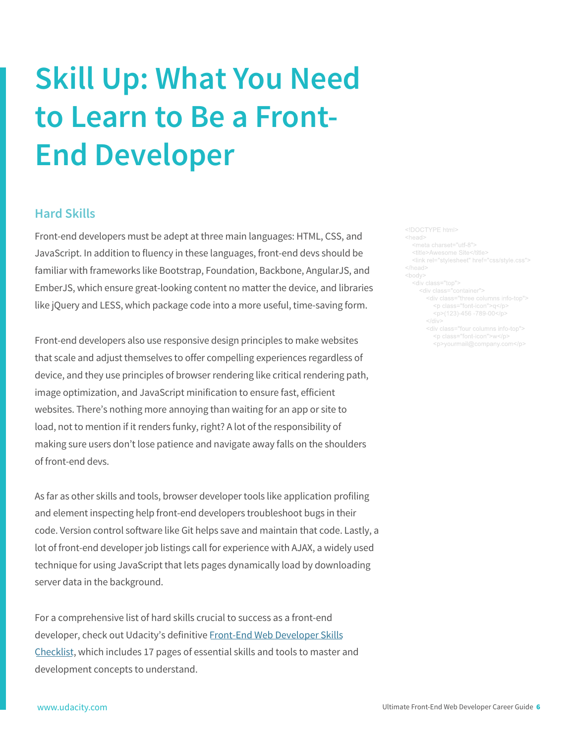# Skill Up: What You Need to Learn to Be a Front-End Developer

## Hard Skills

Front-end developers must be adept at three main languages: HTML, CSS, and JavaScript. In addition to fluency in these languages, front-end devs should be familiar with frameworks like Bootstrap, Foundation, Backbone, AngularJS, and EmberJS, which ensure great-looking content no matter the device, and libraries like jQuery and LESS, which package code into a more useful, time-saving form.

```
<!DOCTYPE html>
<head>
  <meta charset="utf-8">
  <title>Awesome Site</title>
  <link rel="stylesheet" href="css/style.css">
</head>
<body>
  <div class="top">
    <div class="container">
      <div class="three columns info-top">
        <p class="font-icon">q</p>
        <p>(123)-456 -789-00</p>
      </div>
      <div class="four columns info-top">
        <p class="font-icon">w</p>
        <p>yourmail@company.com</p>
```

Front-end developers also use responsive design principles to make websites that scale and adjust themselves to offer compelling experiences regardless of device, and they use principles of browser rendering like critical rendering path, image optimization, and JavaScript minification to ensure fast, efficient websites. There's nothing more annoying than waiting for an app or site to load, not to mention if it renders funky, right? A lot of the responsibility of making sure users don't lose patience and navigate away falls on the shoulders of front-end devs.

As far as other skills and tools, browser developer tools like application profiling and element inspecting help front-end developers troubleshoot bugs in their code. Version control software like Git helps save and maintain that code. Lastly, a lot of front-end developer job listings call for experience with AJAX, a widely used technique for using JavaScript that lets pages dynamically load by downloading server data in the background.

For a comprehensive list of hard skills crucial to success as a front-end developer, check out Udacity's definitive Front-End Web Developer Skills Checklist, which includes 17 pages of essential skills and tools to master and development concepts to understand.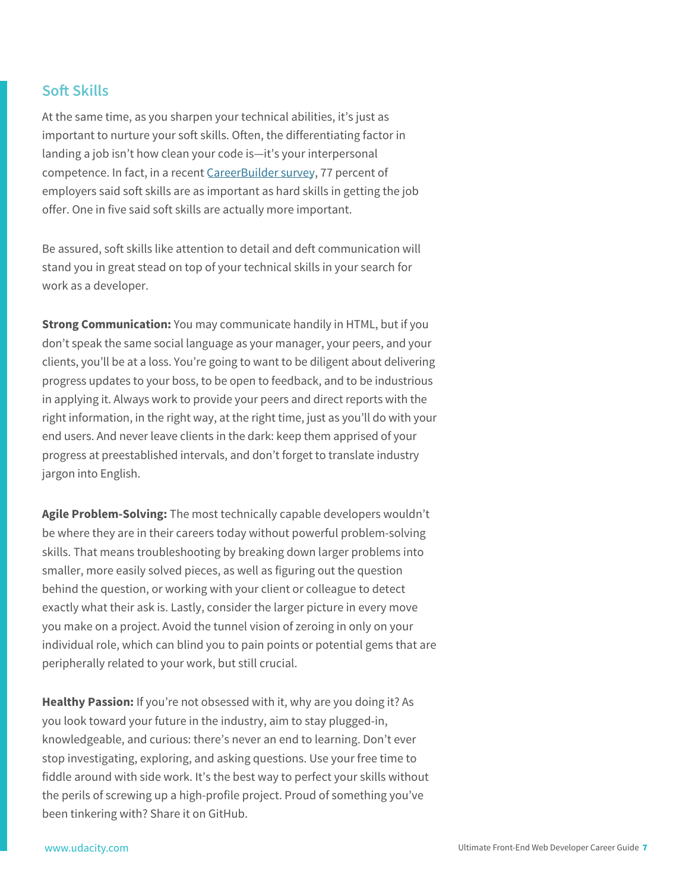## Soft Skills

At the same time, as you sharpen your technical abilities, it's just as important to nurture your soft skills. Often, the differentiating factor in landing a job isn't how clean your code is—it's your interpersonal competence. In fact, in a recent CareerBuilder survey, 77 percent of employers said soft skills are as important as hard skills in getting the job offer. One in five said soft skills are actually more important.

Be assured, soft skills like attention to detail and deft communication will stand you in great stead on top of your technical skills in your search for work as a developer.

**Strong Communication:** You may communicate handily in HTML, but if you don't speak the same social language as your manager, your peers, and your clients, you'll be at a loss. You're going to want to be diligent about delivering progress updates to your boss, to be open to feedback, and to be industrious in applying it. Always work to provide your peers and direct reports with the right information, in the right way, at the right time, just as you'll do with your end users. And never leave clients in the dark: keep them apprised of your progress at preestablished intervals, and don't forget to translate industry jargon into English.

**Agile Problem-Solving:** The most technically capable developers wouldn't be where they are in their careers today without powerful problem-solving skills. That means troubleshooting by breaking down larger problems into smaller, more easily solved pieces, as well as figuring out the question behind the question, or working with your client or colleague to detect exactly what their ask is. Lastly, consider the larger picture in every move you make on a project. Avoid the tunnel vision of zeroing in only on your individual role, which can blind you to pain points or potential gems that are peripherally related to your work, but still crucial.

**Healthy Passion:** If you're not obsessed with it, why are you doing it? As you look toward your future in the industry, aim to stay plugged-in, knowledgeable, and curious: there's never an end to learning. Don't ever stop investigating, exploring, and asking questions. Use your free time to fiddle around with side work. It's the best way to perfect your skills without the perils of screwing up a high-profile project. Proud of something you've been tinkering with? Share it on GitHub.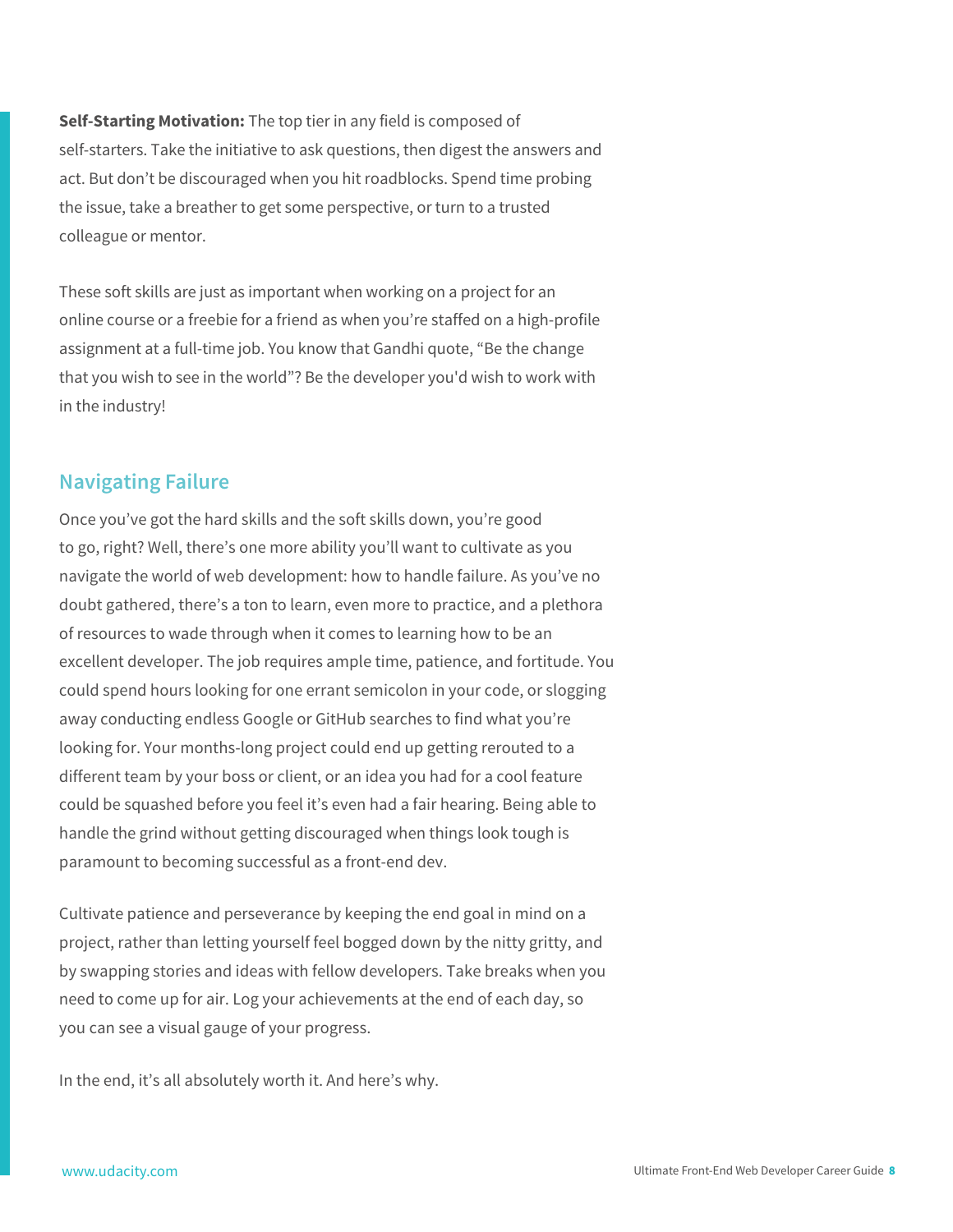**Self-Starting Motivation:** The top tier in any field is composed of self-starters. Take the initiative to ask questions, then digest the answers and act. But don't be discouraged when you hit roadblocks. Spend time probing the issue, take a breather to get some perspective, or turn to a trusted colleague or mentor.

These soft skills are just as important when working on a project for an online course or a freebie for a friend as when you're staffed on a high-profile assignment at a full-time job. You know that Gandhi quote, "Be the change that you wish to see in the world"? Be the developer you'd wish to work with in the industry!

## Navigating Failure

Once you've got the hard skills and the soft skills down, you're good to go, right? Well, there's one more ability you'll want to cultivate as you navigate the world of web development: how to handle failure. As you've no doubt gathered, there's a ton to learn, even more to practice, and a plethora of resources to wade through when it comes to learning how to be an excellent developer. The job requires ample time, patience, and fortitude. You could spend hours looking for one errant semicolon in your code, or slogging away conducting endless Google or GitHub searches to find what you're looking for. Your months-long project could end up getting rerouted to a different team by your boss or client, or an idea you had for a cool feature could be squashed before you feel it's even had a fair hearing. Being able to handle the grind without getting discouraged when things look tough is paramount to becoming successful as a front-end dev.

Cultivate patience and perseverance by keeping the end goal in mind on a project, rather than letting yourself feel bogged down by the nitty gritty, and by swapping stories and ideas with fellow developers. Take breaks when you need to come up for air. Log your achievements at the end of each day, so you can see a visual gauge of your progress.

In the end, it's all absolutely worth it. And here's why.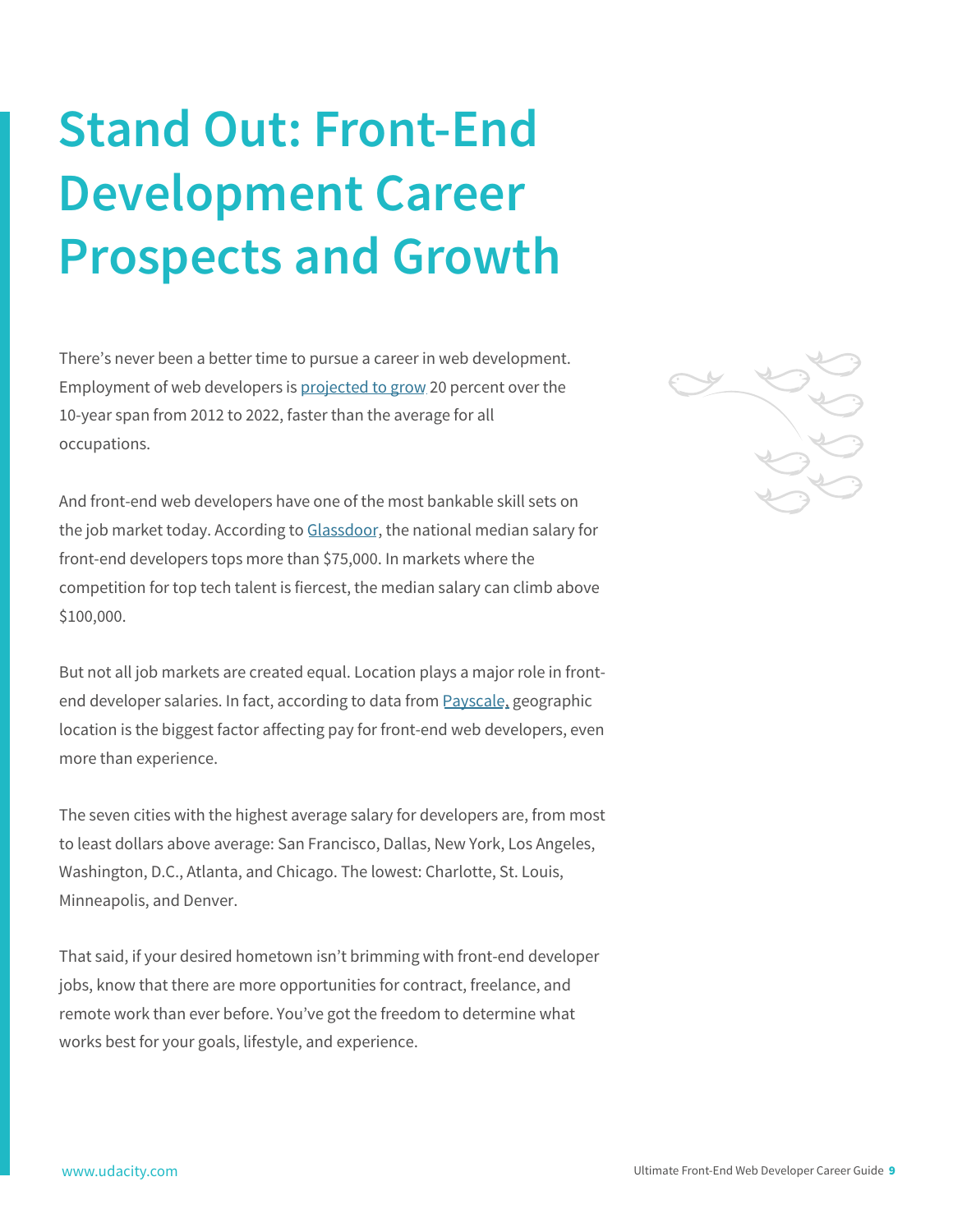# Stand Out: Front-End Development Career Prospects and Growth

There's never been a better time to pursue a career in web development. Employment of web developers is projected to grow 20 percent over the 10-year span from 2012 to 2022, faster than the average for all occupations.

And front-end web developers have one of the most bankable skill sets on the job market today. According to Glassdoor, the national median salary for front-end developers tops more than $75,000. In markets where the competition for top tech talent is fiercest, the median salary can climb above $100,000.

But not all job markets are created equal. Location plays a major role in front-end developer salaries. In fact, according to data from Payscale, geographic location is the biggest factor affecting pay for front-end web developers, even more than experience.

The seven cities with the highest average salary for developers are, from most to least dollars above average: San Francisco, Dallas, New York, Los Angeles, Washington, D.C., Atlanta, and Chicago. The lowest: Charlotte, St. Louis, Minneapolis, and Denver.

That said, if your desired hometown isn't brimming with front-end developer jobs, know that there are more opportunities for contract, freelance, and remote work than ever before. You've got the freedom to determine what works best for your goals, lifestyle, and experience.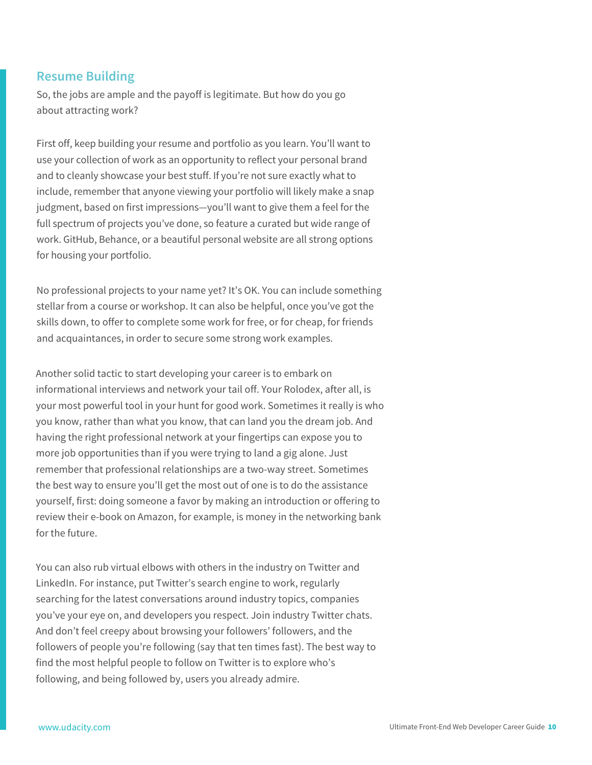## Resume Building

So, the jobs are ample and the payoff is legitimate. But how do you go about attracting work?

First off, keep building your resume and portfolio as you learn. You'll want to use your collection of work as an opportunity to reflect your personal brand and to cleanly showcase your best stuff. If you're not sure exactly what to include, remember that anyone viewing your portfolio will likely make a snap judgment, based on first impressions—you'll want to give them a feel for the full spectrum of projects you've done, so feature a curated but wide range of work. GitHub, Behance, or a beautiful personal website are all strong options for housing your portfolio.

No professional projects to your name yet? It's OK. You can include something stellar from a course or workshop. It can also be helpful, once you've got the skills down, to offer to complete some work for free, or for cheap, for friends and acquaintances, in order to secure some strong work examples.

Another solid tactic to start developing your career is to embark on informational interviews and network your tail off. Your Rolodex, after all, is your most powerful tool in your hunt for good work. Sometimes it really is who you know, rather than what you know, that can land you the dream job. And having the right professional network at your fingertips can expose you to more job opportunities than if you were trying to land a gig alone. Just remember that professional relationships are a two-way street. Sometimes the best way to ensure you'll get the most out of one is to do the assistance yourself, first: doing someone a favor by making an introduction or offering to review their e-book on Amazon, for example, is money in the networking bank for the future.

You can also rub virtual elbows with others in the industry on Twitter and LinkedIn. For instance, put Twitter's search engine to work, regularly searching for the latest conversations around industry topics, companies you've your eye on, and developers you respect. Join industry Twitter chats. And don't feel creepy about browsing your followers' followers, and the followers of people you're following (say that ten times fast). The best way to find the most helpful people to follow on Twitter is to explore who's following, and being followed by, users you already admire.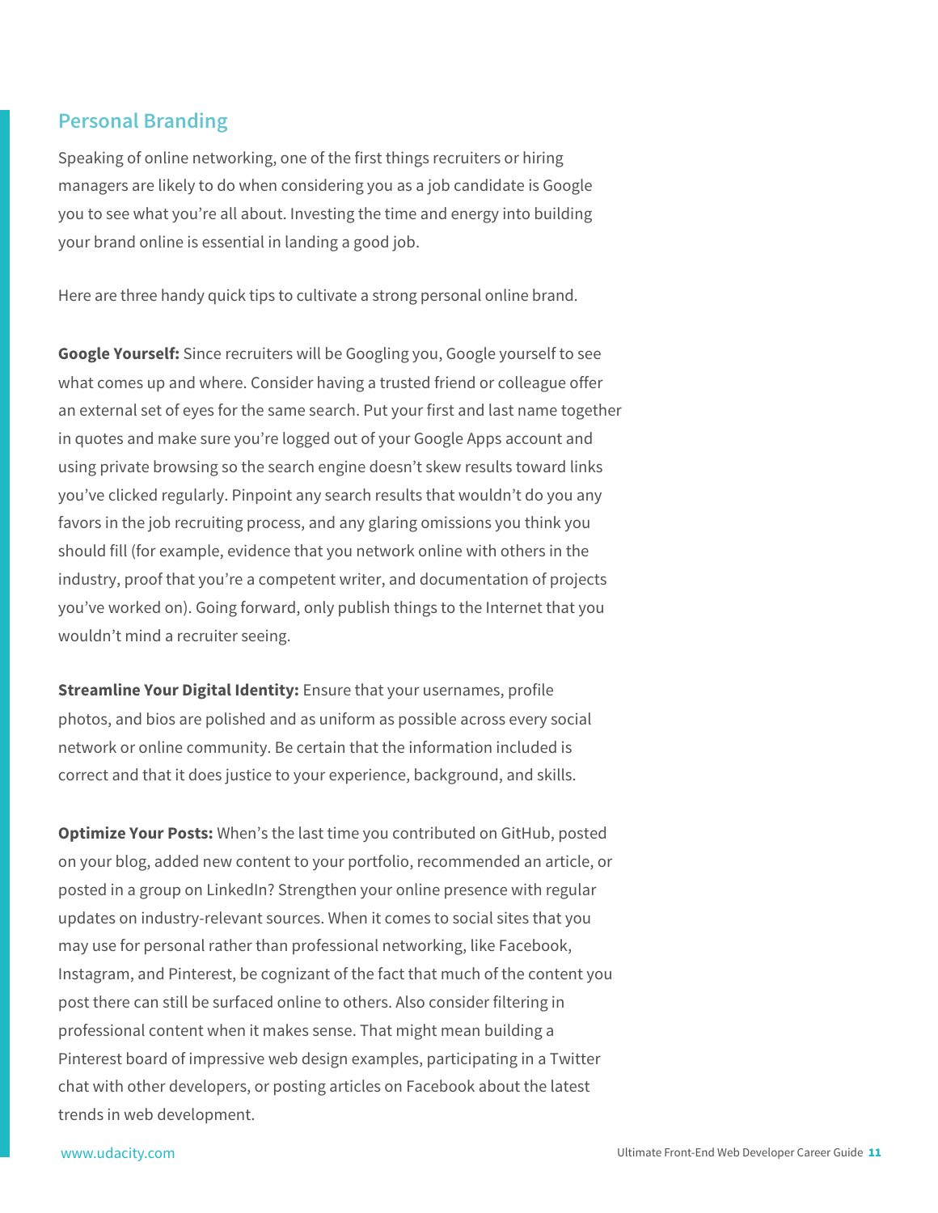## Personal Branding

Speaking of online networking, one of the first things recruiters or hiring managers are likely to do when considering you as a job candidate is Google you to see what you're all about. Investing the time and energy into building your brand online is essential in landing a good job.

Here are three handy quick tips to cultivate a strong personal online brand.

**Google Yourself:** Since recruiters will be Googling you, Google yourself to see what comes up and where. Consider having a trusted friend or colleague offer an external set of eyes for the same search. Put your first and last name together in quotes and make sure you're logged out of your Google Apps account and using private browsing so the search engine doesn't skew results toward links you've clicked regularly. Pinpoint any search results that wouldn't do you any favors in the job recruiting process, and any glaring omissions you think you should fill (for example, evidence that you network online with others in the industry, proof that you're a competent writer, and documentation of projects you've worked on). Going forward, only publish things to the Internet that you wouldn't mind a recruiter seeing.

**Streamline Your Digital Identity:** Ensure that your usernames, profile photos, and bios are polished and as uniform as possible across every social network or online community. Be certain that the information included is correct and that it does justice to your experience, background, and skills.

**Optimize Your Posts:** When's the last time you contributed on GitHub, posted on your blog, added new content to your portfolio, recommended an article, or posted in a group on LinkedIn? Strengthen your online presence with regular updates on industry-relevant sources. When it comes to social sites that you may use for personal rather than professional networking, like Facebook, Instagram, and Pinterest, be cognizant of the fact that much of the content you post there can still be surfaced online to others. Also consider filtering in professional content when it makes sense. That might mean building a Pinterest board of impressive web design examples, participating in a Twitter chat with other developers, or posting articles on Facebook about the latest trends in web development.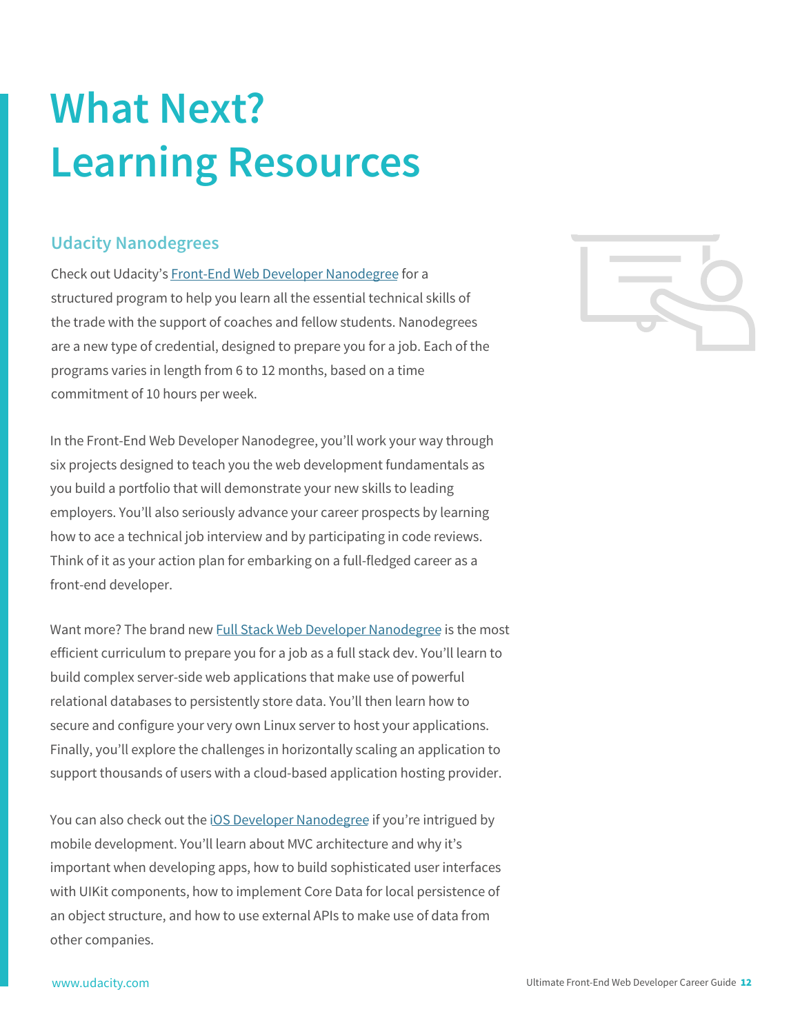# What Next? Learning Resources

## Udacity Nanodegrees

Check out Udacity's Front-End Web Developer Nanodegree for a structured program to help you learn all the essential technical skills of the trade with the support of coaches and fellow students. Nanodegrees are a new type of credential, designed to prepare you for a job. Each of the programs varies in length from 6 to 12 months, based on a time commitment of 10 hours per week.

In the Front-End Web Developer Nanodegree, you'll work your way through six projects designed to teach you the web development fundamentals as you build a portfolio that will demonstrate your new skills to leading employers. You'll also seriously advance your career prospects by learning how to ace a technical job interview and by participating in code reviews. Think of it as your action plan for embarking on a full-fledged career as a front-end developer.

Want more? The brand new Full Stack Web Developer Nanodegree is the most efficient curriculum to prepare you for a job as a full stack dev. You'll learn to build complex server-side web applications that make use of powerful relational databases to persistently store data. You'll then learn how to secure and configure your very own Linux server to host your applications. Finally, you'll explore the challenges in horizontally scaling an application to support thousands of users with a cloud-based application hosting provider.

You can also check out the iOS Developer Nanodegree if you're intrigued by mobile development. You'll learn about MVC architecture and why it's important when developing apps, how to build sophisticated user interfaces with UIKit components, how to implement Core Data for local persistence of an object structure, and how to use external APIs to make use of data from other companies.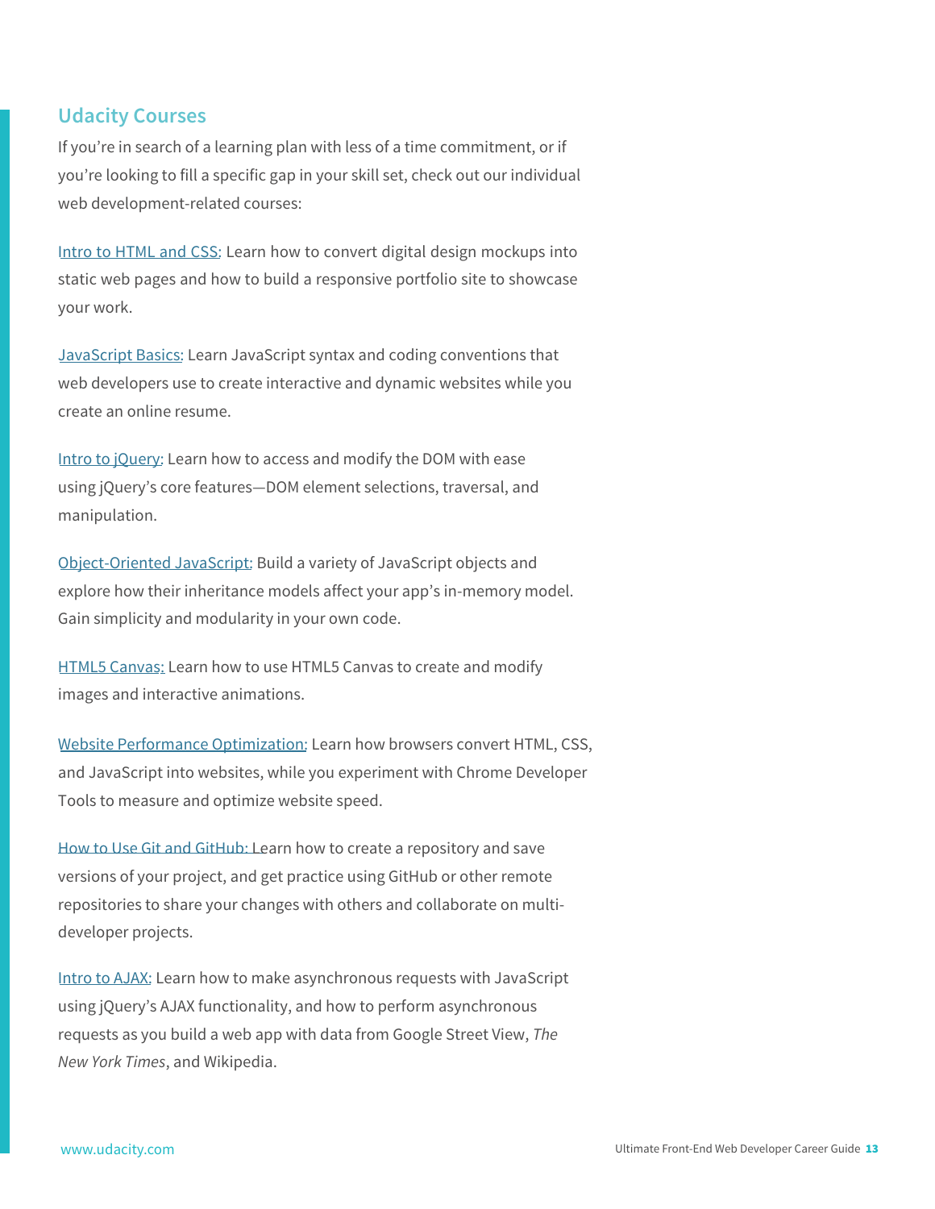## Udacity Courses

If you're in search of a learning plan with less of a time commitment, or if you're looking to fill a specific gap in your skill set, check out our individual web development-related courses:

Intro to HTML and CSS: Learn how to convert digital design mockups into static web pages and how to build a responsive portfolio site to showcase your work.

JavaScript Basics: Learn JavaScript syntax and coding conventions that web developers use to create interactive and dynamic websites while you create an online resume.

Intro to jQuery: Learn how to access and modify the DOM with ease using jQuery's core features—DOM element selections, traversal, and manipulation.

Object-Oriented JavaScript: Build a variety of JavaScript objects and explore how their inheritance models affect your app's in-memory model. Gain simplicity and modularity in your own code.

HTML5 Canvas: Learn how to use HTML5 Canvas to create and modify images and interactive animations.

Website Performance Optimization: Learn how browsers convert HTML, CSS, and JavaScript into websites, while you experiment with Chrome Developer Tools to measure and optimize website speed.

How to Use Git and GitHub: Learn how to create a repository and save versions of your project, and get practice using GitHub or other remote repositories to share your changes with others and collaborate on multi-developer projects.

Intro to AJAX: Learn how to make asynchronous requests with JavaScript using jQuery's AJAX functionality, and how to perform asynchronous requests as you build a web app with data from Google Street View, *The New York Times*, and Wikipedia.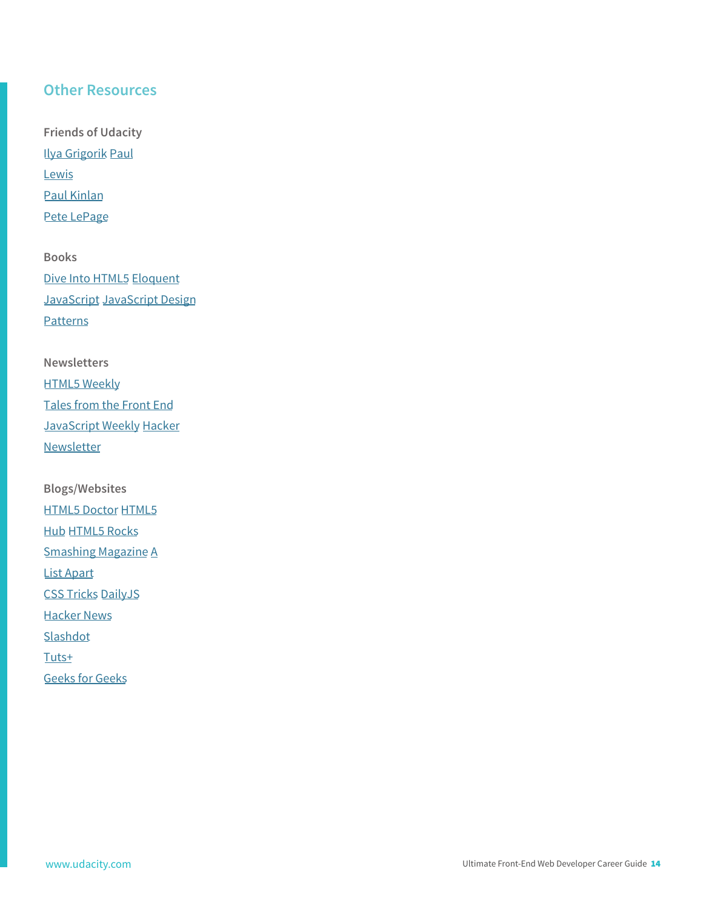## Other Resources

**Friends of Udacity**

Ilya Grigorik Paul
Lewis
Paul Kinlan
Pete LePage

**Books**

Dive Into HTML5 Eloquent
JavaScript JavaScript Design
Patterns

**Newsletters**

HTML5 Weekly
Tales from the Front End
JavaScript Weekly Hacker
Newsletter

**Blogs/Websites**

HTML5 Doctor HTML5
Hub HTML5 Rocks
Smashing Magazine A
List Apart
CSS Tricks DailyJS
Hacker News
Slashdot
Tuts+
Geeks for Geeks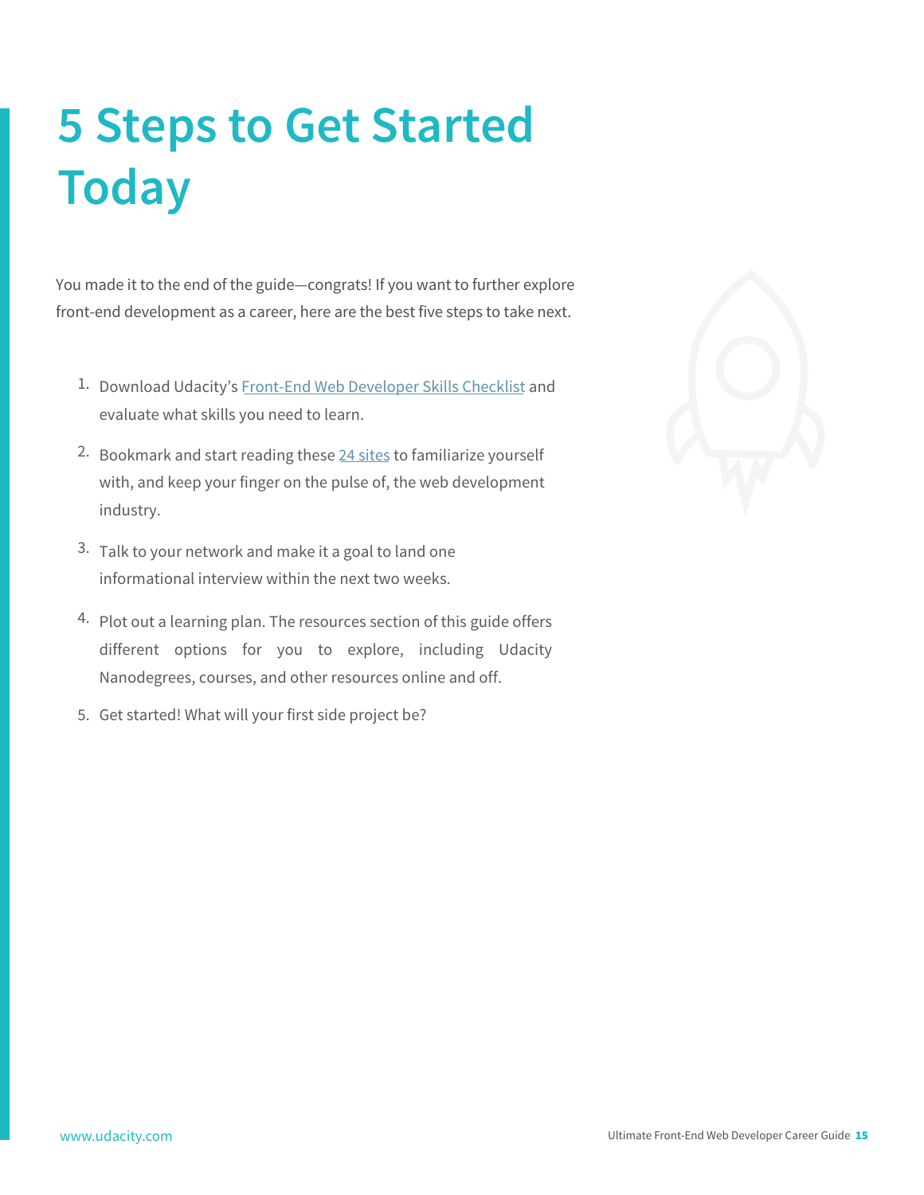# 5 Steps to Get Started Today

You made it to the end of the guide—congrats! If you want to further explore front-end development as a career, here are the best five steps to take next.

1. Download Udacity's Front-End Web Developer Skills Checklist and evaluate what skills you need to learn.
2. Bookmark and start reading these 24 sites to familiarize yourself with, and keep your finger on the pulse of, the web development industry.
3. Talk to your network and make it a goal to land one informational interview within the next two weeks.
4. Plot out a learning plan. The resources section of this guide offers different options for you to explore, including Udacity Nanodegrees, courses, and other resources online and off.
5. Get started! What will your first side project be?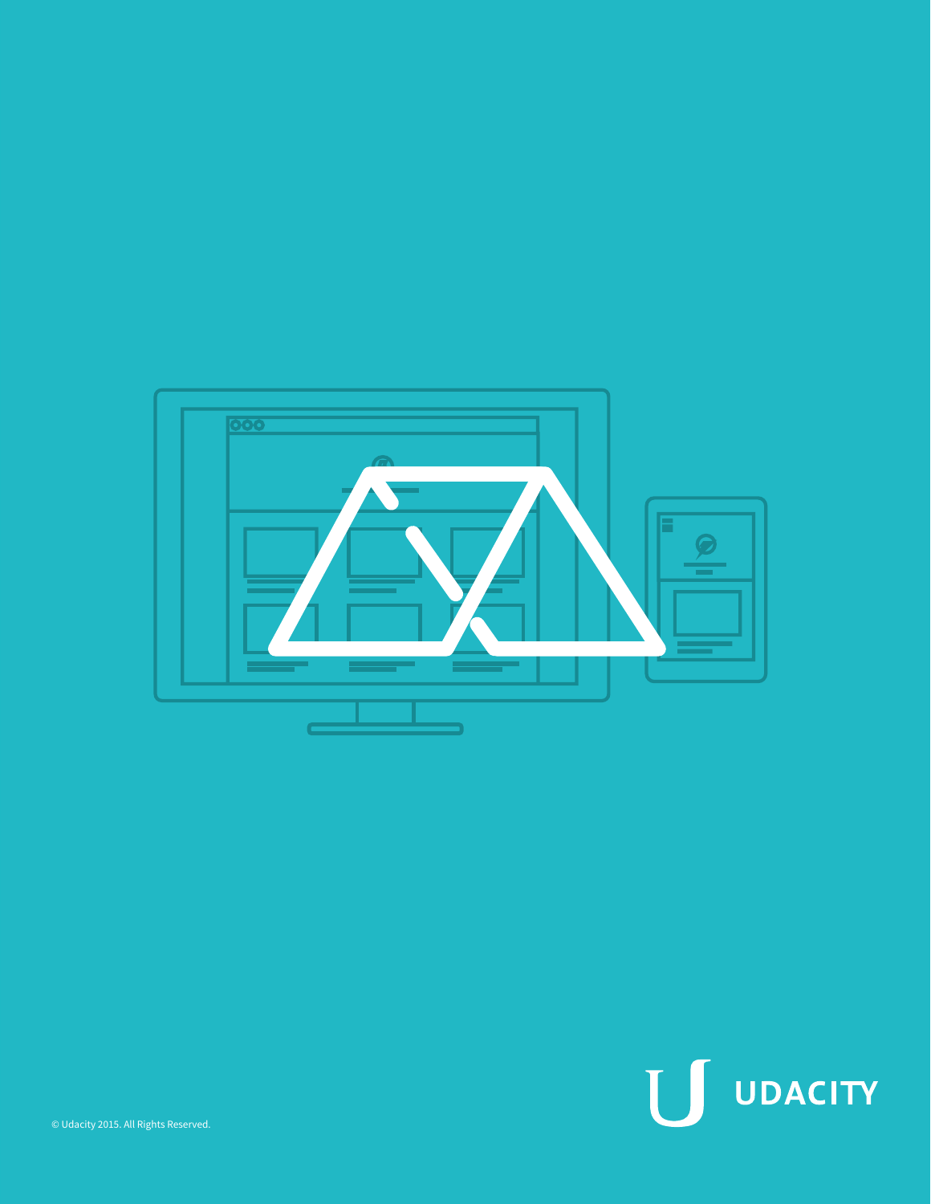UDACITY

© Udacity 2015. All Rights Reserved.